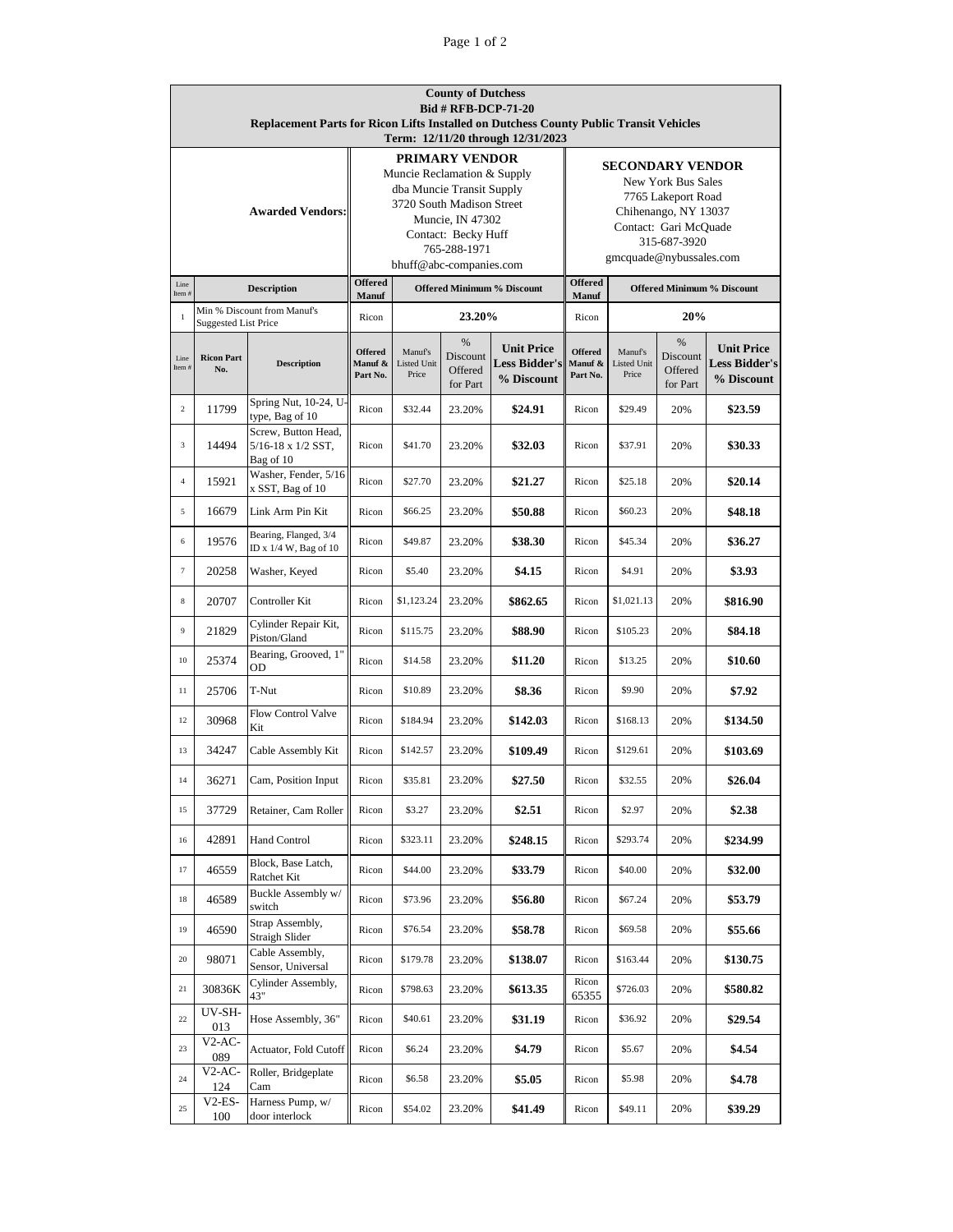**County of Dutchess**
**Bid # RFB-DCP-71-20**
**Replacement Parts for Ricon Lifts Installed on Dutchess County Public Transit Vehicles**
**Term: 12/11/20 through 12/31/2023**

| Awarded Vendors: | **PRIMARY VENDOR** |
|---|---|
| | Muncie Reclamation & Supply<br>dba Muncie Transit Supply<br>3720 South Madison Street<br>Muncie, IN 47302<br>Contact: Becky Huff<br>765-288-1971<br>bhuff@abc-companies.com |

| | **SECONDARY VENDOR** |
|---|---|
| | New York Bus Sales<br>7765 Lakeport Road<br>Chihenango, NY 13037<br>Contact: Gari McQuade<br>315-687-3920<br>gmcquade@nybussales.com |

| Line Item # | Description | Offered Manuf | Offered Minimum % Discount | Offered Manuf | Offered Minimum % Discount |
|---|---|---|---|---|---|
| 1 | Min % Discount from Manuf's Suggested List Price | Ricon | 23.20% | Ricon | 20% |

| Line Item # | Ricon Part No. | Description | Offered Manuf & Part No. | Manuf's Listed Unit Price | % Discount Offered for Part | Unit Price Less Bidder's % Discount | Offered Manuf & Part No. | Manuf's Listed Unit Price | % Discount Offered for Part | Unit Price Less Bidder's % Discount |
|---|---|---|---|---|---|---|---|---|---|---|
| 2 | 11799 | Spring Nut, 10-24, U-type, Bag of 10 | Ricon | $32.44 | 23.20% | **$24.91** | Ricon | $29.49 | 20% | **$23.59** |
| 3 | 14494 | Screw, Button Head, 5/16-18 x 1/2 SST, Bag of 10 | Ricon | $41.70 | 23.20% | **$32.03** | Ricon | $37.91 | 20% | **$30.33** |
| 4 | 15921 | Washer, Fender, 5/16 x SST, Bag of 10 | Ricon | $27.70 | 23.20% | **$21.27** | Ricon | $25.18 | 20% | **$20.14** |
| 5 | 16679 | Link Arm Pin Kit | Ricon | $66.25 | 23.20% | **$50.88** | Ricon | $60.23 | 20% | **$48.18** |
| 6 | 19576 | Bearing, Flanged, 3/4 ID x 1/4 W, Bag of 10 | Ricon | $49.87 | 23.20% | **$38.30** | Ricon | $45.34 | 20% | **$36.27** |
| 7 | 20258 | Washer, Keyed | Ricon | $5.40 | 23.20% | **$4.15** | Ricon | $4.91 | 20% | **$3.93** |
| 8 | 20707 | Controller Kit | Ricon | $1,123.24 | 23.20% | **$862.65** | Ricon | $1,021.13 | 20% | **$816.90** |
| 9 | 21829 | Cylinder Repair Kit, Piston/Gland | Ricon | $115.75 | 23.20% | **$88.90** | Ricon | $105.23 | 20% | **$84.18** |
| 10 | 25374 | Bearing, Grooved, 1" OD | Ricon | $14.58 | 23.20% | **$11.20** | Ricon | $13.25 | 20% | **$10.60** |
| 11 | 25706 | T-Nut | Ricon | $10.89 | 23.20% | **$8.36** | Ricon | $9.90 | 20% | **$7.92** |
| 12 | 30968 | Flow Control Valve Kit | Ricon | $184.94 | 23.20% | **$142.03** | Ricon | $168.13 | 20% | **$134.50** |
| 13 | 34247 | Cable Assembly Kit | Ricon | $142.57 | 23.20% | **$109.49** | Ricon | $129.61 | 20% | **$103.69** |
| 14 | 36271 | Cam, Position Input | Ricon | $35.81 | 23.20% | **$27.50** | Ricon | $32.55 | 20% | **$26.04** |
| 15 | 37729 | Retainer, Cam Roller | Ricon | $3.27 | 23.20% | **$2.51** | Ricon | $2.97 | 20% | **$2.38** |
| 16 | 42891 | Hand Control | Ricon | $323.11 | 23.20% | **$248.15** | Ricon | $293.74 | 20% | **$234.99** |
| 17 | 46559 | Block, Base Latch, Ratchet Kit | Ricon | $44.00 | 23.20% | **$33.79** | Ricon | $40.00 | 20% | **$32.00** |
| 18 | 46589 | Buckle Assembly w/ switch | Ricon | $73.96 | 23.20% | **$56.80** | Ricon | $67.24 | 20% | **$53.79** |
| 19 | 46590 | Strap Assembly, Straigh Slider | Ricon | $76.54 | 23.20% | **$58.78** | Ricon | $69.58 | 20% | **$55.66** |
| 20 | 98071 | Cable Assembly, Sensor, Universal | Ricon | $179.78 | 23.20% | **$138.07** | Ricon | $163.44 | 20% | **$130.75** |
| 21 | 30836K | Cylinder Assembly, 43" | Ricon | $798.63 | 23.20% | **$613.35** | Ricon 65355 | $726.03 | 20% | **$580.82** |
| 22 | UV-SH-013 | Hose Assembly, 36" | Ricon | $40.61 | 23.20% | **$31.19** | Ricon | $36.92 | 20% | **$29.54** |
| 23 | V2-AC-089 | Actuator, Fold Cutoff | Ricon | $6.24 | 23.20% | **$4.79** | Ricon | $5.67 | 20% | **$4.54** |
| 24 | V2-AC-124 | Roller, Bridgeplate Cam | Ricon | $6.58 | 23.20% | **$5.05** | Ricon | $5.98 | 20% | **$4.78** |
| 25 | V2-ES-100 | Harness Pump, w/ door interlock | Ricon | $54.02 | 23.20% | **$41.49** | Ricon | $49.11 | 20% | **$39.29** |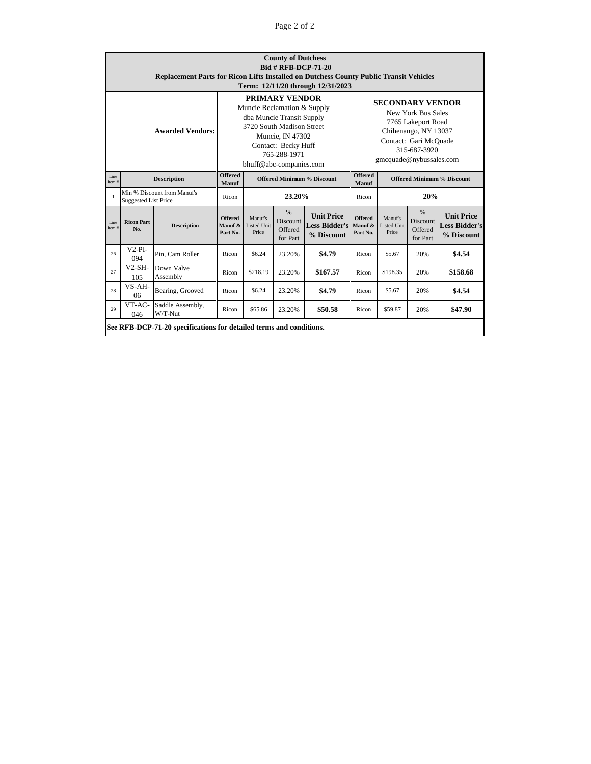| County of Dutchess<br>Bid # RFB-DCP-71-20<br>Replacement Parts for Ricon Lifts Installed on Dutchess County Public Transit Vehicles<br>Term: 12/11/20 through 12/31/2023 | | | | | | | | | | |
|---|---|---|---|---|---|---|---|---|---|---|
| **Awarded Vendors:** | | | **PRIMARY VENDOR**<br>Muncie Reclamation & Supply<br>dba Muncie Transit Supply<br>3720 South Madison Street<br>Muncie, IN 47302<br>Contact: Becky Huff<br>765-288-1971<br>bhuff@abc-companies.com | | | | **SECONDARY VENDOR**<br>New York Bus Sales<br>7765 Lakeport Road<br>Chihenango, NY 13037<br>Contact: Gari McQuade<br>315-687-3920<br>gmcquade@nybussales.com | | | |
| Line Item # | Description | | Offered Manuf | Offered Minimum % Discount | | | Offered Manuf | Offered Minimum % Discount | | |
| 1 | Min % Discount from Manuf's Suggested List Price | | Ricon | 23.20% | | | Ricon | 20% | | |
| Line Item # | Ricon Part No. | Description | Offered Manuf & Part No. | Manuf's Listed Unit Price | % Discount Offered for Part | Unit Price Less Bidder's % Discount | Offered Manuf & Part No. | Manuf's Listed Unit Price | % Discount Offered for Part | Unit Price Less Bidder's % Discount |
| 26 | V2-PI-094 | Pin, Cam Roller | Ricon | $6.24 | 23.20% | **$4.79** | Ricon | $5.67 | 20% | **$4.54** |
| 27 | V2-SH-105 | Down Valve Assembly | Ricon | $218.19 | 23.20% | **$167.57** | Ricon | $198.35 | 20% | **$158.68** |
| 28 | VS-AH-06 | Bearing, Grooved | Ricon | $6.24 | 23.20% | **$4.79** | Ricon | $5.67 | 20% | **$4.54** |
| 29 | VT-AC-046 | Saddle Assembly, W/T-Nut | Ricon | $65.86 | 23.20% | **$50.58** | Ricon | $59.87 | 20% | **$47.90** |

**See RFB-DCP-71-20 specifications for detailed terms and conditions.**